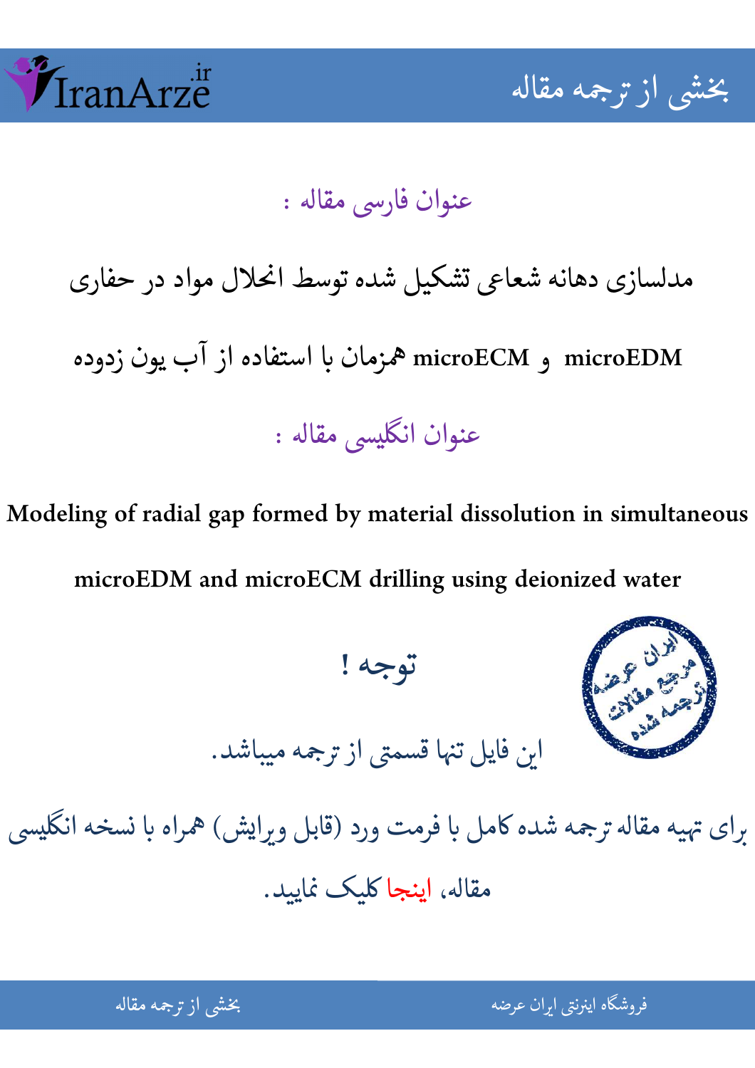## عنوان فارسی مقاله :

**مدلسازی دهانه شعاعی تشکیل شده توسط انحلال مواد در حفاری microEDM و microECM همزمان با استفاده از آب یون زدوده**

## عنوان انگلیسی مقاله :

**Modeling of radial gap formed by material dissolution in simultaneous microEDM and microECM drilling using deionized water**

## توجه !

این فایل تنها قسمتی از ترجمه میباشد.

برای تهیه مقاله ترجمه شده کامل با فرمت ورد (قابل ویرایش) همراه با نسخه انگلیسی مقاله، اینجا کلیک نمایید.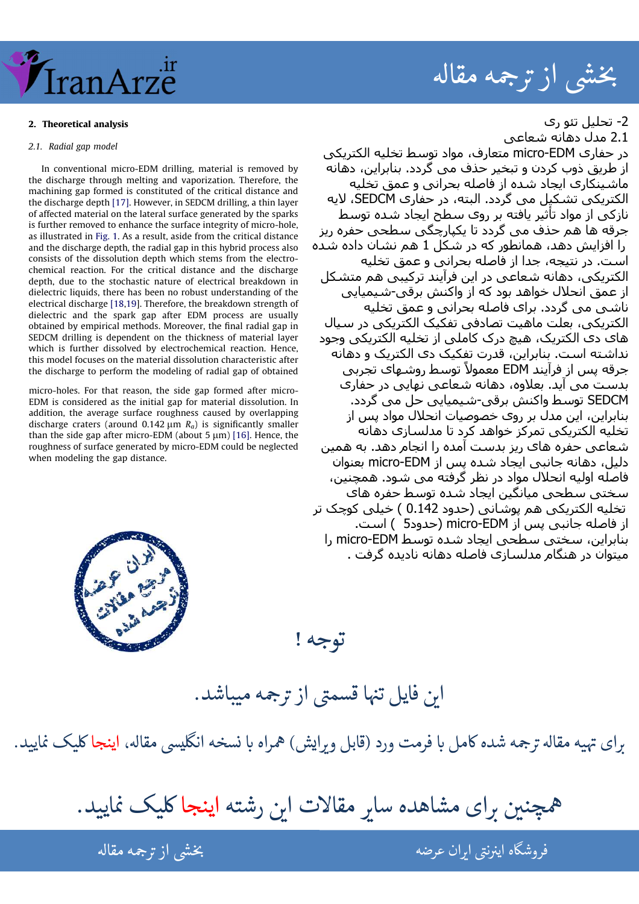# بخشی از ترجمه مقاله

## 2. Theoretical analysis

### 2.1. Radial gap model

In conventional micro-EDM drilling, material is removed by the discharge through melting and vaporization. Therefore, the machining gap formed is constituted of the critical distance and the discharge depth [17]. However, in SEDCM drilling, a thin layer of affected material on the lateral surface generated by the sparks is further removed to enhance the surface integrity of micro-hole, as illustrated in Fig. 1. As a result, aside from the critical distance and the discharge depth, the radial gap in this hybrid process also consists of the dissolution depth which stems from the electro-chemical reaction. For the critical distance and the discharge depth, due to the stochastic nature of electrical breakdown in dielectric liquids, there has been no robust understanding of the electrical discharge [18,19]. Therefore, the breakdown strength of dielectric and the spark gap after EDM process are usually obtained by empirical methods. Moreover, the final radial gap in SEDCM drilling is dependent on the thickness of material layer which is further dissolved by electrochemical reaction. Hence, this model focuses on the material dissolution characteristic after the discharge to perform the modeling of radial gap of obtained micro-holes. For that reason, the side gap formed after micro-EDM is considered as the initial gap for material dissolution. In addition, the average surface roughness caused by overlapping discharge craters (around 0.142 µm $R_a$) is significantly smaller than the side gap after micro-EDM (about 5 µm) [16]. Hence, the roughness of surface generated by micro-EDM could be neglected when modeling the gap distance.

## 2- تحلیل تئو ری

### 2.1 مدل دهانه شعاعی

در حفاری micro-EDM متعارف، مواد توسط تخلیه الکتریکی از طریق ذوب کردن و تبخیر حذف می گردد. بنابراین، دهانه ماشینکاری ایجاد شده از فاصله بحرانی و عمق تخلیه الکتریکی تشکیل می گردد. البته، در حفاری SEDCM، لایه نازکی از مواد تأثیر یافته بر روی سطح ایجاد شده توسط جرقه ها هم حذف می گردد تا یکپارچگی سطحی حفره ریز را افزایش دهد، همانطور که در شکل 1 هم نشان داده شده است. در نتیجه، جدا از فاصله بحرانی و عمق تخلیه الکتریکی، دهانه شعاعی در این فرآیند ترکیبی هم متشکل از عمق انحلال خواهد بود که از واکنش برقی-شیمیایی ناشی می گردد. برای فاصله بحرانی و عمق تخلیه الکتریکی، بعلت ماهیت تصادفی تفکیک الکتریکی در سیال های دی الکتریک، هیچ درک کاملی از تخلیه الکتریکی وجود نداشته است. بنابراین، قدرت تفکیک دی الکتریک و دهانه جرقه پس از فرآیند EDM معمولاً توسط روشهای تجربی بدست می آید. بعلاوه، دهانه شعاعی نهایی در حفاری SEDCM توسط واکنش برقی-شیمیایی حل می گردد. بنابراین، این مدل بر روی خصوصیات انحلال مواد پس از تخلیه الکتریکی تمرکز خواهد کرد تا مدلسازی دهانه شعاعی حفره های ریز بدست آمده را انجام دهد. به همین دلیل، دهانه جانبی ایجاد شده پس از micro-EDM بعنوان فاصله اولیه انحلال مواد در نظر گرفته می شود. همچنین، سختی سطحی میانگین ایجاد شده توسط حفره های تخلیه الکتریکی هم پوشانی (حدود 0.142 ) خیلی کوچک تر از فاصله جانبی پس از micro-EDM (حدود 5 ) است.

بنابراین، سختی سطحی ایجاد شده توسط micro-EDM را میتوان در هنگام مدلسازی فاصله دهانه نادیده گرفت .

توجه !

این فایل تنها قسمتی از ترجمه میباشد.

برای تهیه مقاله ترجمه شده کامل با فرمت ورد (قابل ویرایش) همراه با نسخه انگلیسی مقاله، اینجا کلیک نمایید.

همچنین برای مشاهده سایر مقالات این رشته اینجا کلیک نمایید.